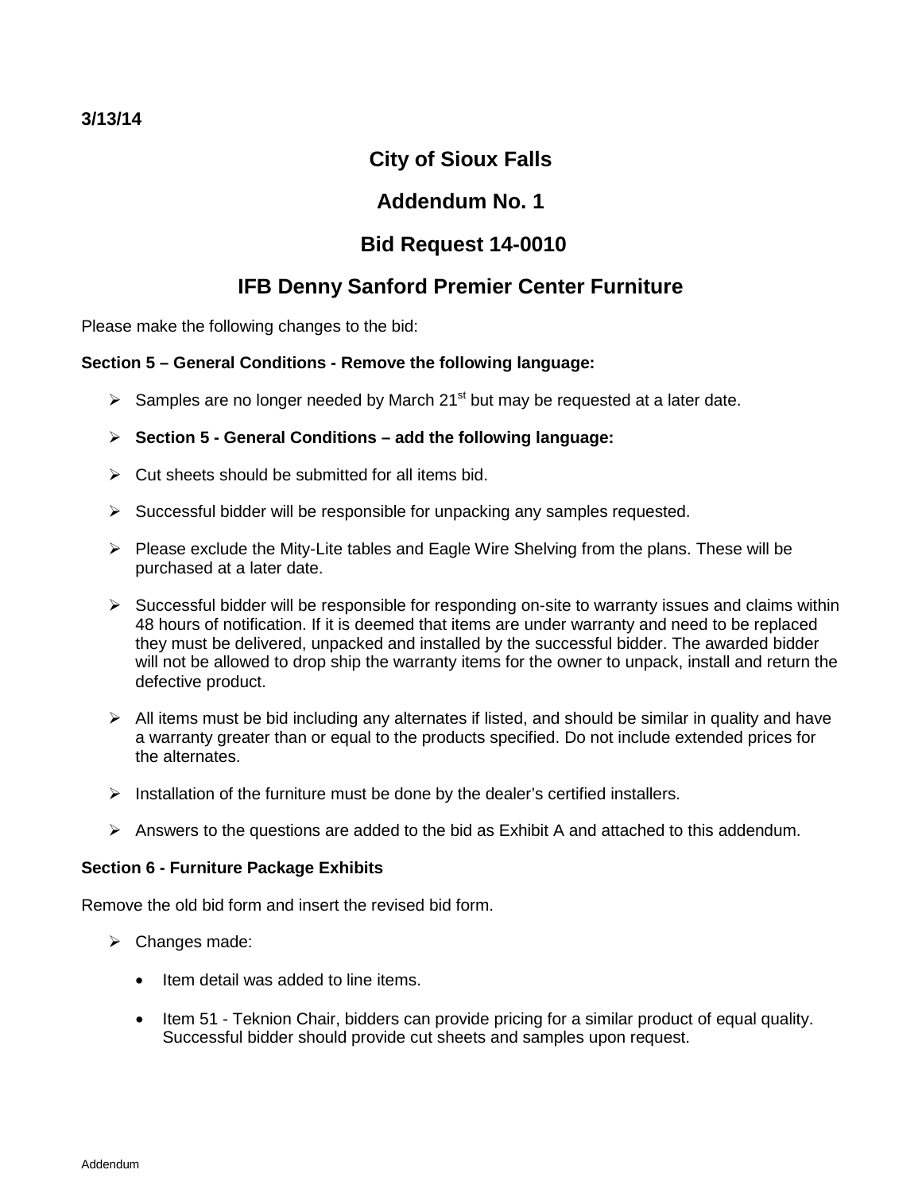**3/13/14**

# City of Sioux Falls

## Addendum No. 1

## Bid Request 14-0010

## IFB Denny Sanford Premier Center Furniture

Please make the following changes to the bid:

**Section 5 – General Conditions - Remove the following language:**

- Samples are no longer needed by March 21st but may be requested at a later date.
- **Section 5 - General Conditions – add the following language:**
- Cut sheets should be submitted for all items bid.
- Successful bidder will be responsible for unpacking any samples requested.
- Please exclude the Mity-Lite tables and Eagle Wire Shelving from the plans. These will be purchased at a later date.
- Successful bidder will be responsible for responding on-site to warranty issues and claims within 48 hours of notification. If it is deemed that items are under warranty and need to be replaced they must be delivered, unpacked and installed by the successful bidder. The awarded bidder will not be allowed to drop ship the warranty items for the owner to unpack, install and return the defective product.
- All items must be bid including any alternates if listed, and should be similar in quality and have a warranty greater than or equal to the products specified. Do not include extended prices for the alternates.
- Installation of the furniture must be done by the dealer's certified installers.
- Answers to the questions are added to the bid as Exhibit A and attached to this addendum.

**Section 6 - Furniture Package Exhibits**

Remove the old bid form and insert the revised bid form.

- Changes made:
  - Item detail was added to line items.
  - Item 51 - Teknion Chair, bidders can provide pricing for a similar product of equal quality. Successful bidder should provide cut sheets and samples upon request.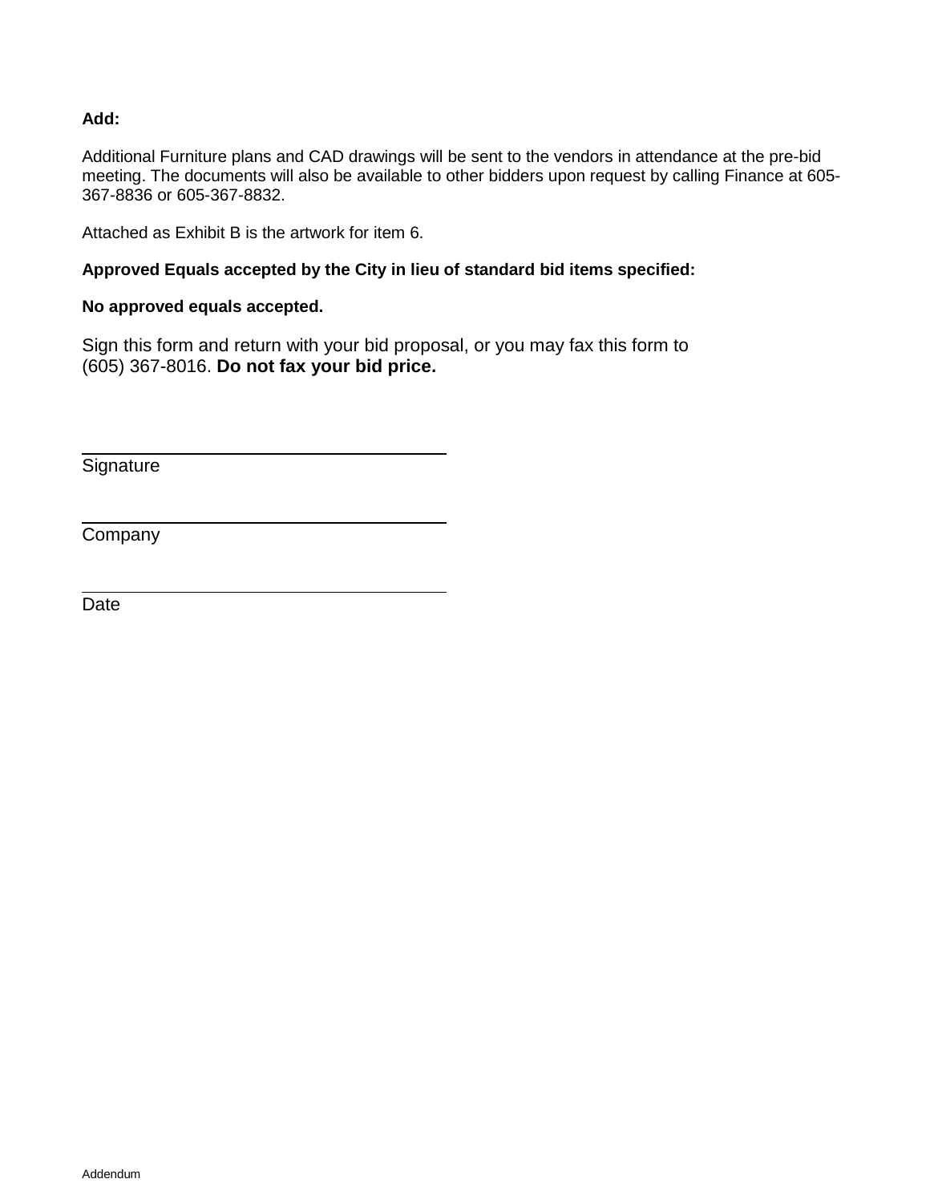**Add:**

Additional Furniture plans and CAD drawings will be sent to the vendors in attendance at the pre-bid meeting. The documents will also be available to other bidders upon request by calling Finance at 605-367-8836 or 605-367-8832.

Attached as Exhibit B is the artwork for item 6.

**Approved Equals accepted by the City in lieu of standard bid items specified:**

**No approved equals accepted.**

Sign this form and return with your bid proposal, or you may fax this form to (605) 367-8016. **Do not fax your bid price.**

\_\_\_\_\_\_\_\_\_\_\_\_\_\_\_\_\_\_\_\_\_\_\_\_\_\_\_\_\_\_\_\_\_\_\_\_\_\_\_\_

Signature

\_\_\_\_\_\_\_\_\_\_\_\_\_\_\_\_\_\_\_\_\_\_\_\_\_\_\_\_\_\_\_\_\_\_\_\_\_\_\_\_

Company

\_\_\_\_\_\_\_\_\_\_\_\_\_\_\_\_\_\_\_\_\_\_\_\_\_\_\_\_\_\_\_\_\_\_\_\_\_\_\_\_

Date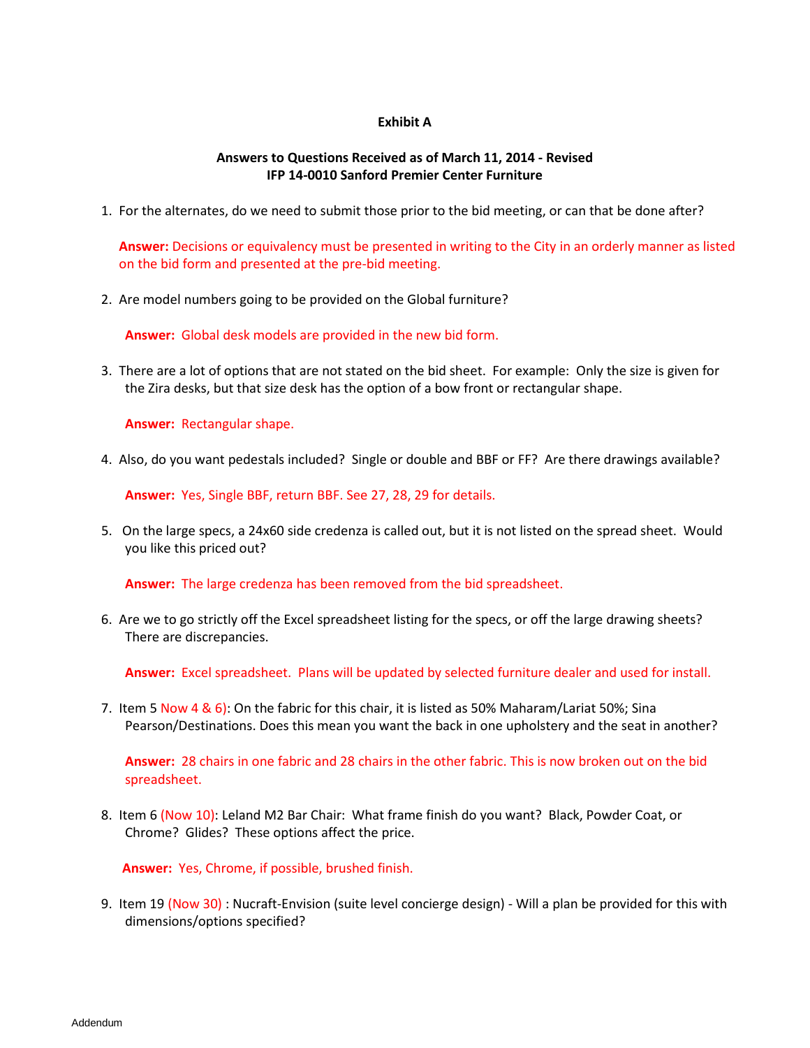**Exhibit A**

**Answers to Questions Received as of March 11, 2014 - Revised**
**IFP 14-0010 Sanford Premier Center Furniture**

1. For the alternates, do we need to submit those prior to the bid meeting, or can that be done after?

   **Answer:** Decisions or equivalency must be presented in writing to the City in an orderly manner as listed on the bid form and presented at the pre-bid meeting.

2. Are model numbers going to be provided on the Global furniture?

   **Answer:** Global desk models are provided in the new bid form.

3. There are a lot of options that are not stated on the bid sheet. For example: Only the size is given for the Zira desks, but that size desk has the option of a bow front or rectangular shape.

   **Answer:** Rectangular shape.

4. Also, do you want pedestals included? Single or double and BBF or FF? Are there drawings available?

   **Answer:** Yes, Single BBF, return BBF. See 27, 28, 29 for details.

5. On the large specs, a 24x60 side credenza is called out, but it is not listed on the spread sheet. Would you like this priced out?

   **Answer:** The large credenza has been removed from the bid spreadsheet.

6. Are we to go strictly off the Excel spreadsheet listing for the specs, or off the large drawing sheets? There are discrepancies.

   **Answer:** Excel spreadsheet. Plans will be updated by selected furniture dealer and used for install.

7. Item 5 Now 4 & 6): On the fabric for this chair, it is listed as 50% Maharam/Lariat 50%; Sina Pearson/Destinations. Does this mean you want the back in one upholstery and the seat in another?

   **Answer:** 28 chairs in one fabric and 28 chairs in the other fabric. This is now broken out on the bid spreadsheet.

8. Item 6 (Now 10): Leland M2 Bar Chair: What frame finish do you want? Black, Powder Coat, or Chrome? Glides? These options affect the price.

   **Answer:** Yes, Chrome, if possible, brushed finish.

9. Item 19 (Now 30) : Nucraft-Envision (suite level concierge design) - Will a plan be provided for this with dimensions/options specified?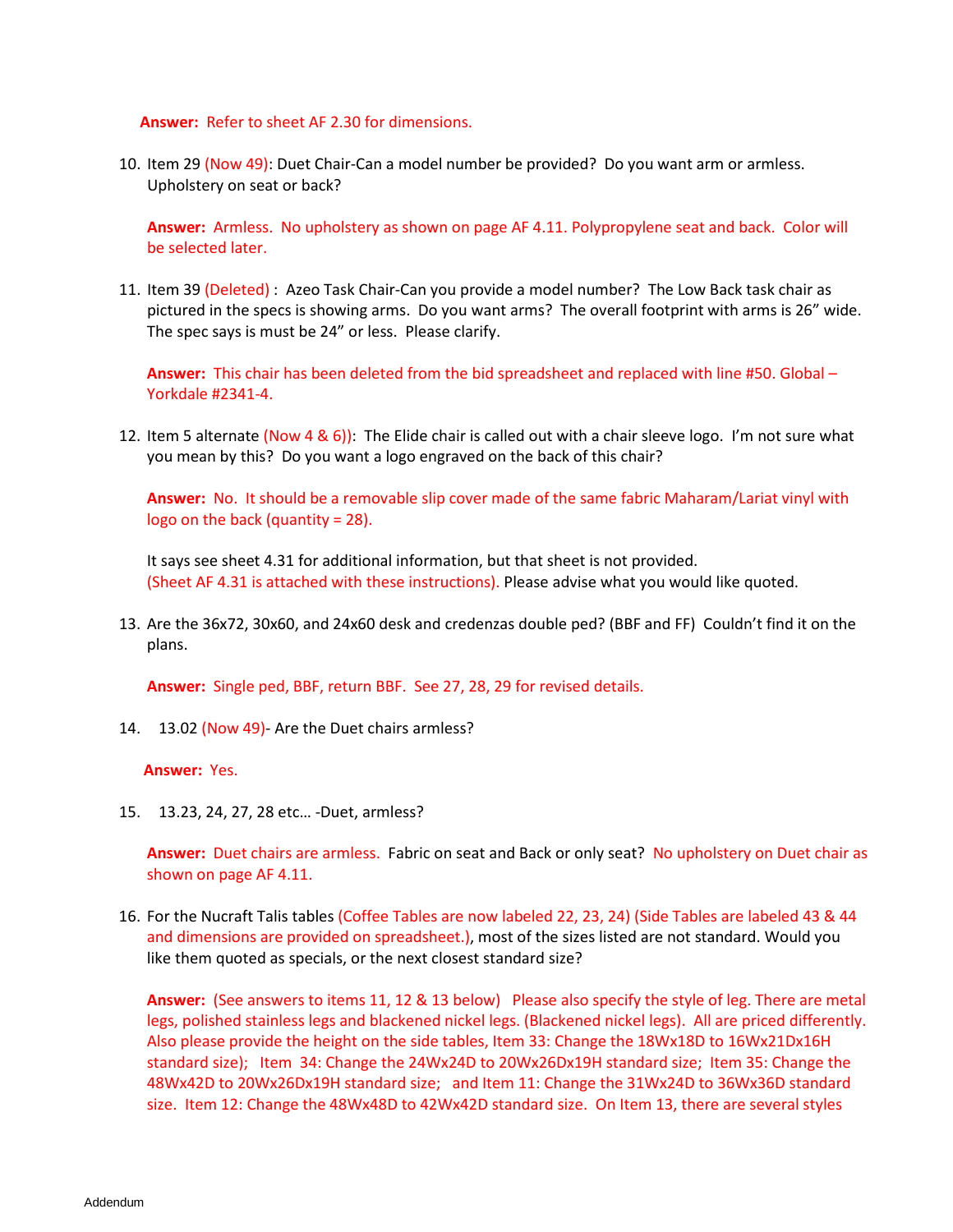**Answer:** Refer to sheet AF 2.30 for dimensions.

10. Item 29 (Now 49): Duet Chair-Can a model number be provided? Do you want arm or armless. Upholstery on seat or back?

    **Answer:** Armless. No upholstery as shown on page AF 4.11. Polypropylene seat and back. Color will be selected later.

11. Item 39 (Deleted) : Azeo Task Chair-Can you provide a model number? The Low Back task chair as pictured in the specs is showing arms. Do you want arms? The overall footprint with arms is 26" wide. The spec says is must be 24" or less. Please clarify.

    **Answer:** This chair has been deleted from the bid spreadsheet and replaced with line #50. Global – Yorkdale #2341-4.

12. Item 5 alternate (Now 4 & 6)): The Elide chair is called out with a chair sleeve logo. I'm not sure what you mean by this? Do you want a logo engraved on the back of this chair?

    **Answer:** No. It should be a removable slip cover made of the same fabric Maharam/Lariat vinyl with logo on the back (quantity = 28).

    It says see sheet 4.31 for additional information, but that sheet is not provided. (Sheet AF 4.31 is attached with these instructions). Please advise what you would like quoted.

13. Are the 36x72, 30x60, and 24x60 desk and credenzas double ped? (BBF and FF) Couldn't find it on the plans.

    **Answer:** Single ped, BBF, return BBF. See 27, 28, 29 for revised details.

14. 13.02 (Now 49)- Are the Duet chairs armless?

    **Answer:** Yes.

15. 13.23, 24, 27, 28 etc… -Duet, armless?

    **Answer:** Duet chairs are armless. Fabric on seat and Back or only seat? No upholstery on Duet chair as shown on page AF 4.11.

16. For the Nucraft Talis tables (Coffee Tables are now labeled 22, 23, 24) (Side Tables are labeled 43 & 44 and dimensions are provided on spreadsheet.), most of the sizes listed are not standard. Would you like them quoted as specials, or the next closest standard size?

    **Answer:** (See answers to items 11, 12 & 13 below) Please also specify the style of leg. There are metal legs, polished stainless legs and blackened nickel legs. (Blackened nickel legs). All are priced differently. Also please provide the height on the side tables, Item 33: Change the 18Wx18D to 16Wx21Dx16H standard size); Item 34: Change the 24Wx24D to 20Wx26Dx19H standard size; Item 35: Change the 48Wx42D to 20Wx26Dx19H standard size; and Item 11: Change the 31Wx24D to 36Wx36D standard size. Item 12: Change the 48Wx48D to 42Wx42D standard size. On Item 13, there are several styles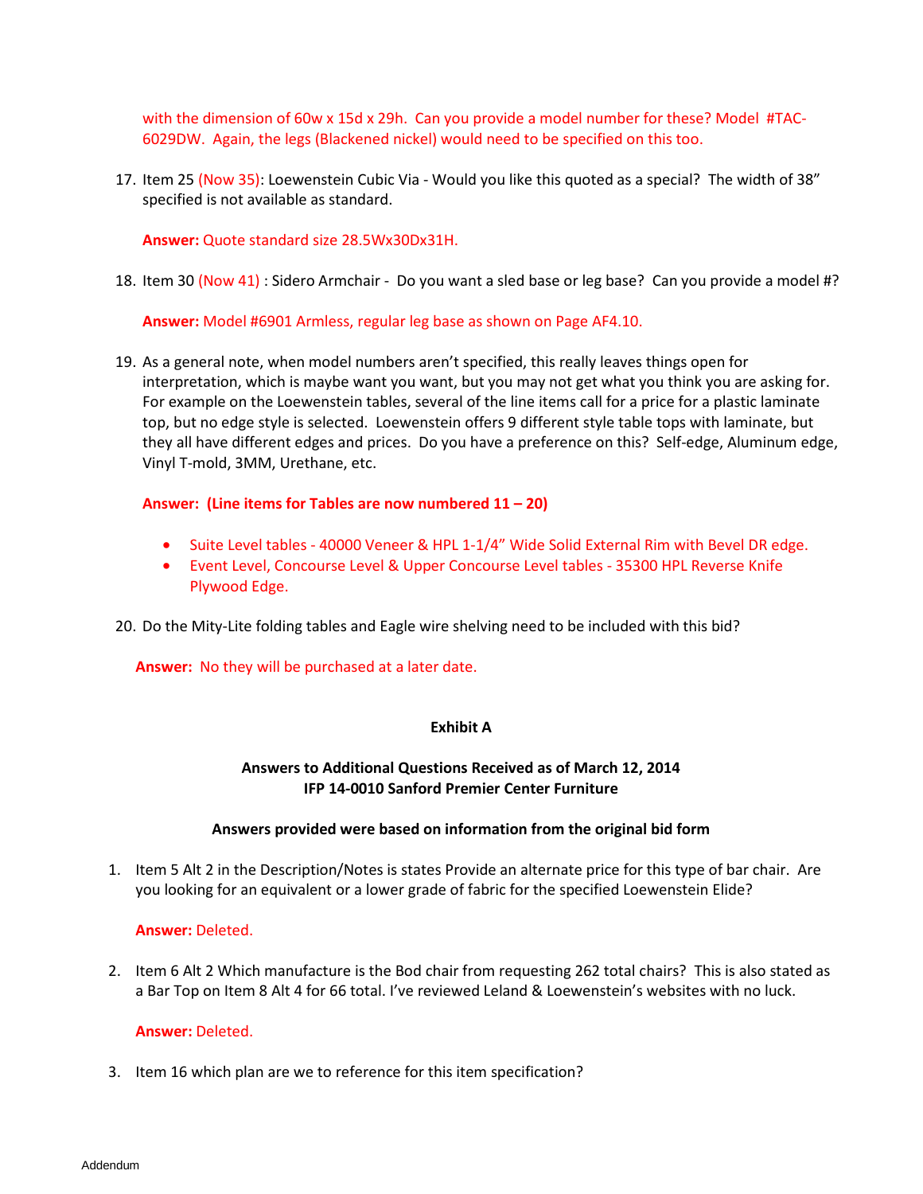with the dimension of 60w x 15d x 29h. Can you provide a model number for these? Model #TAC-6029DW. Again, the legs (Blackened nickel) would need to be specified on this too.

17. Item 25 (Now 35): Loewenstein Cubic Via - Would you like this quoted as a special? The width of 38" specified is not available as standard.

    **Answer:** Quote standard size 28.5Wx30Dx31H.

18. Item 30 (Now 41) : Sidero Armchair - Do you want a sled base or leg base? Can you provide a model #?

    **Answer:** Model #6901 Armless, regular leg base as shown on Page AF4.10.

19. As a general note, when model numbers aren't specified, this really leaves things open for interpretation, which is maybe want you want, but you may not get what you think you are asking for. For example on the Loewenstein tables, several of the line items call for a price for a plastic laminate top, but no edge style is selected. Loewenstein offers 9 different style table tops with laminate, but they all have different edges and prices. Do you have a preference on this? Self-edge, Aluminum edge, Vinyl T-mold, 3MM, Urethane, etc.

    **Answer: (Line items for Tables are now numbered 11 – 20)**

    - Suite Level tables - 40000 Veneer & HPL 1-1/4" Wide Solid External Rim with Bevel DR edge.
    - Event Level, Concourse Level & Upper Concourse Level tables - 35300 HPL Reverse Knife Plywood Edge.

20. Do the Mity-Lite folding tables and Eagle wire shelving need to be included with this bid?

    **Answer:** No they will be purchased at a later date.

**Exhibit A**

**Answers to Additional Questions Received as of March 12, 2014**
**IFP 14-0010 Sanford Premier Center Furniture**

**Answers provided were based on information from the original bid form**

1. Item 5 Alt 2 in the Description/Notes is states Provide an alternate price for this type of bar chair. Are you looking for an equivalent or a lower grade of fabric for the specified Loewenstein Elide?

   **Answer:** Deleted.

2. Item 6 Alt 2 Which manufacture is the Bod chair from requesting 262 total chairs? This is also stated as a Bar Top on Item 8 Alt 4 for 66 total. I've reviewed Leland & Loewenstein's websites with no luck.

   **Answer:** Deleted.

3. Item 16 which plan are we to reference for this item specification?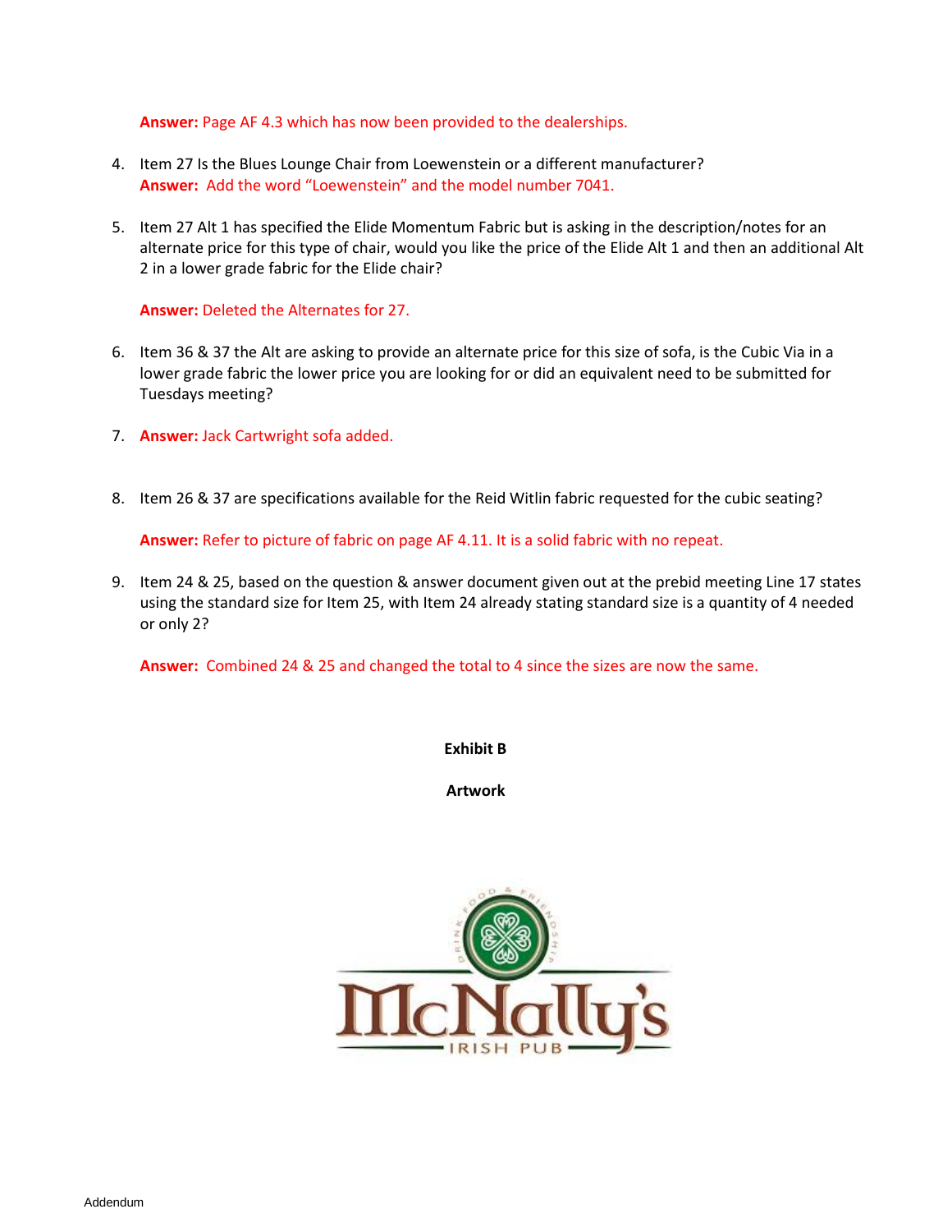**Answer:** Page AF 4.3 which has now been provided to the dealerships.

4. Item 27 Is the Blues Lounge Chair from Loewenstein or a different manufacturer?
   **Answer:** Add the word "Loewenstein" and the model number 7041.

5. Item 27 Alt 1 has specified the Elide Momentum Fabric but is asking in the description/notes for an alternate price for this type of chair, would you like the price of the Elide Alt 1 and then an additional Alt 2 in a lower grade fabric for the Elide chair?

   **Answer:** Deleted the Alternates for 27.

6. Item 36 & 37 the Alt are asking to provide an alternate price for this size of sofa, is the Cubic Via in a lower grade fabric the lower price you are looking for or did an equivalent need to be submitted for Tuesdays meeting?

7. **Answer:** Jack Cartwright sofa added.

8. Item 26 & 37 are specifications available for the Reid Witlin fabric requested for the cubic seating?

   **Answer:** Refer to picture of fabric on page AF 4.11. It is a solid fabric with no repeat.

9. Item 24 & 25, based on the question & answer document given out at the prebid meeting Line 17 states using the standard size for Item 25, with Item 24 already stating standard size is a quantity of 4 needed or only 2?

   **Answer:** Combined 24 & 25 and changed the total to 4 since the sizes are now the same.

**Exhibit B**

**Artwork**

DRINK FOOD & FRIENDSHIP

McNally's

IRISH PUB

Addendum